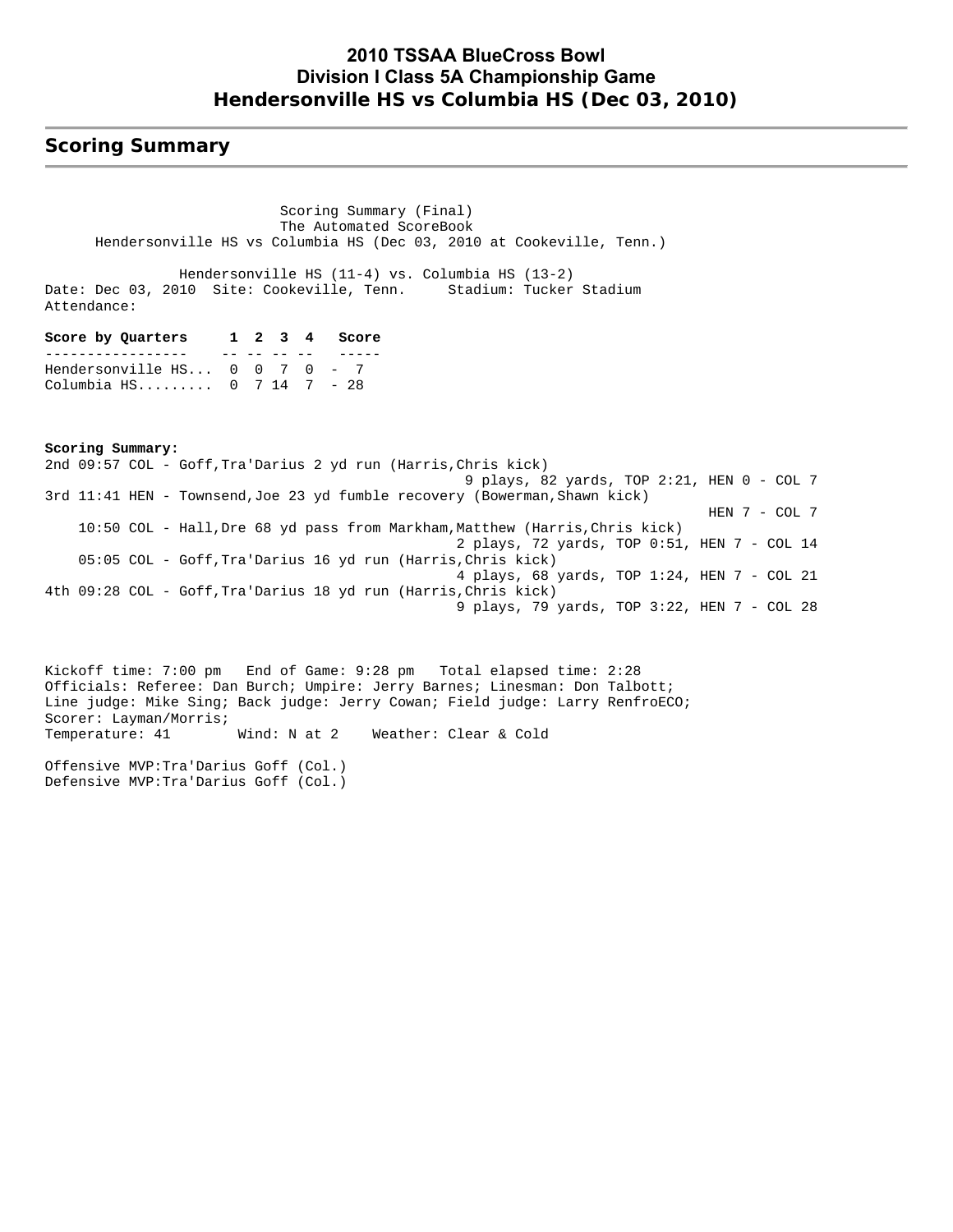# 2010 TSSAA BlueCross Bowl
# Division I Class 5A Championship Game
# Hendersonville HS vs Columbia HS (Dec 03, 2010)

## Scoring Summary

Scoring Summary (Final)
The Automated ScoreBook
Hendersonville HS vs Columbia HS (Dec 03, 2010 at Cookeville, Tenn.)

Hendersonville HS (11-4) vs. Columbia HS (13-2)
Date: Dec 03, 2010 Site: Cookeville, Tenn. Stadium: Tucker Stadium
Attendance:

| Score by Quarters | 1 | 2 | 3 | 4 | Score |
|---|---|---|---|---|---|
| Hendersonville HS... | 0 | 0 | 7 | 0 | 7 |
| Columbia HS......... | 0 | 7 | 14 | 7 | 28 |

**Scoring Summary:**

```
2nd 09:57 COL - Goff,Tra'Darius 2 yd run (Harris,Chris kick)
                                         9 plays, 82 yards, TOP 2:21, HEN 0 - COL 7
3rd 11:41 HEN - Townsend,Joe 23 yd fumble recovery (Bowerman,Shawn kick)
                                                                 HEN 7 - COL 7
    10:50 COL - Hall,Dre 68 yd pass from Markham,Matthew (Harris,Chris kick)
                                         2 plays, 72 yards, TOP 0:51, HEN 7 - COL 14
    05:05 COL - Goff,Tra'Darius 16 yd run (Harris,Chris kick)
                                         4 plays, 68 yards, TOP 1:24, HEN 7 - COL 21
4th 09:28 COL - Goff,Tra'Darius 18 yd run (Harris,Chris kick)
                                         9 plays, 79 yards, TOP 3:22, HEN 7 - COL 28
```

Kickoff time: 7:00 pm End of Game: 9:28 pm Total elapsed time: 2:28
Officials: Referee: Dan Burch; Umpire: Jerry Barnes; Linesman: Don Talbott;
Line judge: Mike Sing; Back judge: Jerry Cowan; Field judge: Larry RenfroECO;
Scorer: Layman/Morris;
Temperature: 41 Wind: N at 2 Weather: Clear & Cold

Offensive MVP:Tra'Darius Goff (Col.)
Defensive MVP:Tra'Darius Goff (Col.)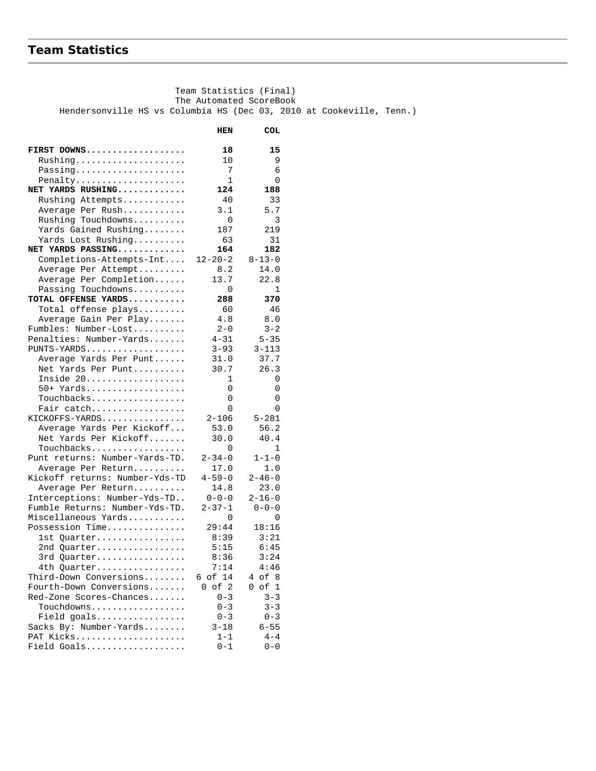## Team Statistics

Team Statistics (Final)
The Automated ScoreBook
Hendersonville HS vs Columbia HS (Dec 03, 2010 at Cookeville, Tenn.)

| | HEN | COL |
|---|---|---|
| **FIRST DOWNS** | **18** | **15** |
| Rushing | 10 | 9 |
| Passing | 7 | 6 |
| Penalty | 1 | 0 |
| **NET YARDS RUSHING** | **124** | **188** |
| Rushing Attempts | 40 | 33 |
| Average Per Rush | 3.1 | 5.7 |
| Rushing Touchdowns | 0 | 3 |
| Yards Gained Rushing | 187 | 219 |
| Yards Lost Rushing | 63 | 31 |
| **NET YARDS PASSING** | **164** | **182** |
| Completions-Attempts-Int | 12-20-2 | 8-13-0 |
| Average Per Attempt | 8.2 | 14.0 |
| Average Per Completion | 13.7 | 22.8 |
| Passing Touchdowns | 0 | 1 |
| **TOTAL OFFENSE YARDS** | **288** | **370** |
| Total offense plays | 60 | 46 |
| Average Gain Per Play | 4.8 | 8.0 |
| Fumbles: Number-Lost | 2-0 | 3-2 |
| Penalties: Number-Yards | 4-31 | 5-35 |
| PUNTS-YARDS | 3-93 | 3-113 |
| Average Yards Per Punt | 31.0 | 37.7 |
| Net Yards Per Punt | 30.7 | 26.3 |
| Inside 20 | 1 | 0 |
| 50+ Yards | 0 | 0 |
| Touchbacks | 0 | 0 |
| Fair catch | 0 | 0 |
| KICKOFFS-YARDS | 2-106 | 5-281 |
| Average Yards Per Kickoff | 53.0 | 56.2 |
| Net Yards Per Kickoff | 30.0 | 40.4 |
| Touchbacks | 0 | 1 |
| Punt returns: Number-Yards-TD. | 2-34-0 | 1-1-0 |
| Average Per Return | 17.0 | 1.0 |
| Kickoff returns: Number-Yds-TD | 4-59-0 | 2-46-0 |
| Average Per Return | 14.8 | 23.0 |
| Interceptions: Number-Yds-TD.. | 0-0-0 | 2-16-0 |
| Fumble Returns: Number-Yds-TD. | 2-37-1 | 0-0-0 |
| Miscellaneous Yards | 0 | 0 |
| Possession Time | 29:44 | 18:16 |
| 1st Quarter | 8:39 | 3:21 |
| 2nd Quarter | 5:15 | 6:45 |
| 3rd Quarter | 8:36 | 3:24 |
| 4th Quarter | 7:14 | 4:46 |
| Third-Down Conversions | 6 of 14 | 4 of 8 |
| Fourth-Down Conversions | 0 of 2 | 0 of 1 |
| Red-Zone Scores-Chances | 0-3 | 3-3 |
| Touchdowns | 0-3 | 3-3 |
| Field goals | 0-3 | 0-3 |
| Sacks By: Number-Yards | 3-18 | 6-55 |
| PAT Kicks | 1-1 | 4-4 |
| Field Goals | 0-1 | 0-0 |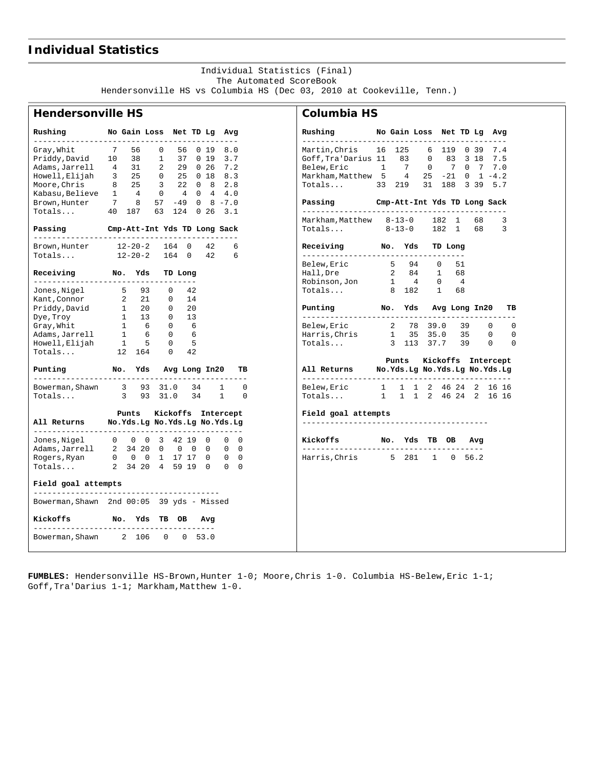# Individual Statistics

Individual Statistics (Final)
The Automated ScoreBook
Hendersonville HS vs Columbia HS (Dec 03, 2010 at Cookeville, Tenn.)

## Hendersonville HS

| Rushing | No | Gain | Loss | Net | TD | Lg | Avg |
|---|---|---|---|---|---|---|---|
| Gray,Whit | 7 | 56 | 0 | 56 | 0 | 19 | 8.0 |
| Priddy,David | 10 | 38 | 1 | 37 | 0 | 19 | 3.7 |
| Adams,Jarrell | 4 | 31 | 2 | 29 | 0 | 26 | 7.2 |
| Howell,Elijah | 3 | 25 | 0 | 25 | 0 | 18 | 8.3 |
| Moore,Chris | 8 | 25 | 3 | 22 | 0 | 8 | 2.8 |
| Kabasu,Believe | 1 | 4 | 0 | 4 | 0 | 4 | 4.0 |
| Brown,Hunter | 7 | 8 | 57 | -49 | 0 | 8 | -7.0 |
| Totals... | 40 | 187 | 63 | 124 | 0 | 26 | 3.1 |

| Passing | Cmp-Att-Int | Yds | TD | Long | Sack |
|---|---|---|---|---|---|
| Brown,Hunter | 12-20-2 | 164 | 0 | 42 | 6 |
| Totals... | 12-20-2 | 164 | 0 | 42 | 6 |

| Receiving | No. | Yds | TD | Long |
|---|---|---|---|---|
| Jones,Nigel | 5 | 93 | 0 | 42 |
| Kant,Connor | 2 | 21 | 0 | 14 |
| Priddy,David | 1 | 20 | 0 | 20 |
| Dye,Troy | 1 | 13 | 0 | 13 |
| Gray,Whit | 1 | 6 | 0 | 6 |
| Adams,Jarrell | 1 | 6 | 0 | 6 |
| Howell,Elijah | 1 | 5 | 0 | 5 |
| Totals... | 12 | 164 | 0 | 42 |

| Punting | No. | Yds | Avg | Long | In20 | TB |
|---|---|---|---|---|---|---|
| Bowerman,Shawn | 3 | 93 | 31.0 | 34 | 1 | 0 |
| Totals... | 3 | 93 | 31.0 | 34 | 1 | 0 |

| All Returns | Punts | | | Kickoffs | | | Intercept | | |
|---|---|---|---|---|---|---|---|---|---|
| | No. | Yds | Lg | No. | Yds | Lg | No. | Yds | Lg |
| Jones,Nigel | 0 | 0 | 0 | 3 | 42 | 19 | 0 | 0 | 0 |
| Adams,Jarrell | 2 | 34 | 20 | 0 | 0 | 0 | 0 | 0 | 0 |
| Rogers,Ryan | 0 | 0 | 0 | 1 | 17 | 17 | 0 | 0 | 0 |
| Totals... | 2 | 34 | 20 | 4 | 59 | 19 | 0 | 0 | 0 |

**Field goal attempts**

Bowerman,Shawn 2nd 00:05 39 yds - Missed

| Kickoffs | No. | Yds | TB | OB | Avg |
|---|---|---|---|---|---|
| Bowerman,Shawn | 2 | 106 | 0 | 0 | 53.0 |

## Columbia HS

| Rushing | No | Gain | Loss | Net | TD | Lg | Avg |
|---|---|---|---|---|---|---|---|
| Martin,Chris | 16 | 125 | 6 | 119 | 0 | 39 | 7.4 |
| Goff,Tra'Darius | 11 | 83 | 0 | 83 | 3 | 18 | 7.5 |
| Belew,Eric | 1 | 7 | 0 | 7 | 0 | 7 | 7.0 |
| Markham,Matthew | 5 | 4 | 25 | -21 | 0 | 1 | -4.2 |
| Totals... | 33 | 219 | 31 | 188 | 3 | 39 | 5.7 |

| Passing | Cmp-Att-Int | Yds | TD | Long | Sack |
|---|---|---|---|---|---|
| Markham,Matthew | 8-13-0 | 182 | 1 | 68 | 3 |
| Totals... | 8-13-0 | 182 | 1 | 68 | 3 |

| Receiving | No. | Yds | TD | Long |
|---|---|---|---|---|
| Belew,Eric | 5 | 94 | 0 | 51 |
| Hall,Dre | 2 | 84 | 1 | 68 |
| Robinson,Jon | 1 | 4 | 0 | 4 |
| Totals... | 8 | 182 | 1 | 68 |

| Punting | No. | Yds | Avg | Long | In20 | TB |
|---|---|---|---|---|---|---|
| Belew,Eric | 2 | 78 | 39.0 | 39 | 0 | 0 |
| Harris,Chris | 1 | 35 | 35.0 | 35 | 0 | 0 |
| Totals... | 3 | 113 | 37.7 | 39 | 0 | 0 |

| All Returns | Punts | | | Kickoffs | | | Intercept | | |
|---|---|---|---|---|---|---|---|---|---|
| | No. | Yds | Lg | No. | Yds | Lg | No. | Yds | Lg |
| Belew,Eric | 1 | 1 | 1 | 2 | 46 | 24 | 2 | 16 | 16 |
| Totals... | 1 | 1 | 1 | 2 | 46 | 24 | 2 | 16 | 16 |

**Field goal attempts**

| Kickoffs | No. | Yds | TB | OB | Avg |
|---|---|---|---|---|---|
| Harris,Chris | 5 | 281 | 1 | 0 | 56.2 |

**FUMBLES:** Hendersonville HS-Brown,Hunter 1-0; Moore,Chris 1-0. Columbia HS-Belew,Eric 1-1; Goff,Tra'Darius 1-1; Markham,Matthew 1-0.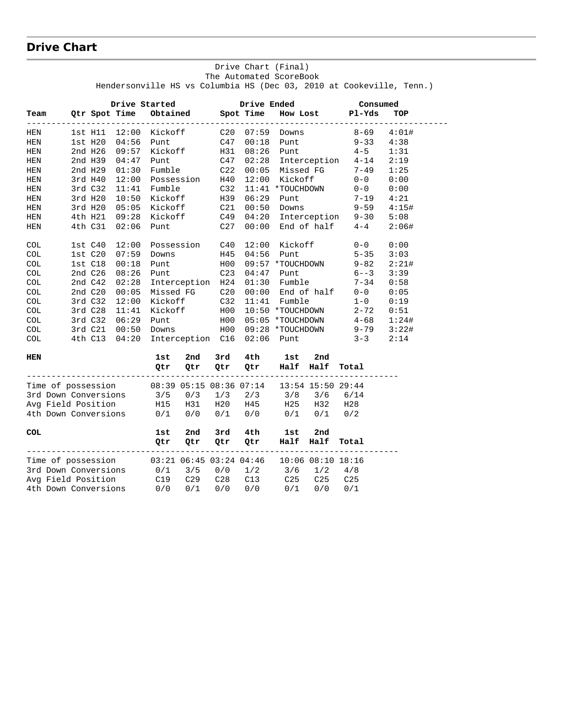## Drive Chart

Drive Chart (Final)
The Automated ScoreBook
Hendersonville HS vs Columbia HS (Dec 03, 2010 at Cookeville, Tenn.)

| Team | Drive Started Qtr | Spot | Time | Obtained | Drive Ended Spot | Time | How Lost | Consumed Pl-Yds | TOP |
|---|---|---|---|---|---|---|---|---|---|
| HEN | 1st | H11 | 12:00 | Kickoff | C20 | 07:59 | Downs | 8-69 | 4:01# |
| HEN | 1st | H20 | 04:56 | Punt | C47 | 00:18 | Punt | 9-33 | 4:38 |
| HEN | 2nd | H26 | 09:57 | Kickoff | H31 | 08:26 | Punt | 4-5 | 1:31 |
| HEN | 2nd | H39 | 04:47 | Punt | C47 | 02:28 | Interception | 4-14 | 2:19 |
| HEN | 2nd | H29 | 01:30 | Fumble | C22 | 00:05 | Missed FG | 7-49 | 1:25 |
| HEN | 3rd | H40 | 12:00 | Possession | H40 | 12:00 | Kickoff | 0-0 | 0:00 |
| HEN | 3rd | C32 | 11:41 | Fumble | C32 | 11:41 | *TOUCHDOWN | 0-0 | 0:00 |
| HEN | 3rd | H20 | 10:50 | Kickoff | H39 | 06:29 | Punt | 7-19 | 4:21 |
| HEN | 3rd | H20 | 05:05 | Kickoff | C21 | 00:50 | Downs | 9-59 | 4:15# |
| HEN | 4th | H21 | 09:28 | Kickoff | C49 | 04:20 | Interception | 9-30 | 5:08 |
| HEN | 4th | C31 | 02:06 | Punt | C27 | 00:00 | End of half | 4-4 | 2:06# |
| COL | 1st | C40 | 12:00 | Possession | C40 | 12:00 | Kickoff | 0-0 | 0:00 |
| COL | 1st | C20 | 07:59 | Downs | H45 | 04:56 | Punt | 5-35 | 3:03 |
| COL | 1st | C18 | 00:18 | Punt | H00 | 09:57 | *TOUCHDOWN | 9-82 | 2:21# |
| COL | 2nd | C26 | 08:26 | Punt | C23 | 04:47 | Punt | 6--3 | 3:39 |
| COL | 2nd | C42 | 02:28 | Interception | H24 | 01:30 | Fumble | 7-34 | 0:58 |
| COL | 2nd | C20 | 00:05 | Missed FG | C20 | 00:00 | End of half | 0-0 | 0:05 |
| COL | 3rd | C32 | 12:00 | Kickoff | C32 | 11:41 | Fumble | 1-0 | 0:19 |
| COL | 3rd | C28 | 11:41 | Kickoff | H00 | 10:50 | *TOUCHDOWN | 2-72 | 0:51 |
| COL | 3rd | C32 | 06:29 | Punt | H00 | 05:05 | *TOUCHDOWN | 4-68 | 1:24# |
| COL | 3rd | C21 | 00:50 | Downs | H00 | 09:28 | *TOUCHDOWN | 9-79 | 3:22# |
| COL | 4th | C13 | 04:20 | Interception | C16 | 02:06 | Punt | 3-3 | 2:14 |

| HEN | 1st Qtr | 2nd Qtr | 3rd Qtr | 4th Qtr | 1st Half | 2nd Half | Total |
|---|---|---|---|---|---|---|---|
| Time of possession | 08:39 | 05:15 | 08:36 | 07:14 | 13:54 | 15:50 | 29:44 |
| 3rd Down Conversions | 3/5 | 0/3 | 1/3 | 2/3 | 3/8 | 3/6 | 6/14 |
| Avg Field Position | H15 | H31 | H20 | H45 | H25 | H32 | H28 |
| 4th Down Conversions | 0/1 | 0/0 | 0/1 | 0/0 | 0/1 | 0/1 | 0/2 |

| COL | 1st Qtr | 2nd Qtr | 3rd Qtr | 4th Qtr | 1st Half | 2nd Half | Total |
|---|---|---|---|---|---|---|---|
| Time of possession | 03:21 | 06:45 | 03:24 | 04:46 | 10:06 | 08:10 | 18:16 |
| 3rd Down Conversions | 0/1 | 3/5 | 0/0 | 1/2 | 3/6 | 1/2 | 4/8 |
| Avg Field Position | C19 | C29 | C28 | C13 | C25 | C25 | C25 |
| 4th Down Conversions | 0/0 | 0/1 | 0/0 | 0/0 | 0/1 | 0/0 | 0/1 |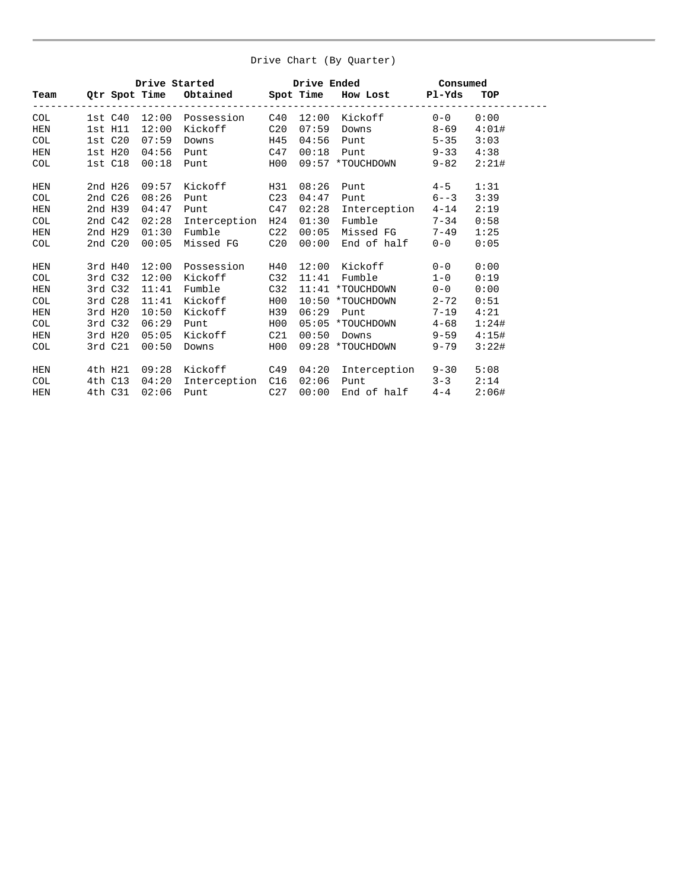Drive Chart (By Quarter)

| Team | Drive Started | | | | Drive Ended | | | Consumed | |
|---|---|---|---|---|---|---|---|---|---|
| | Qtr | Spot | Time | Obtained | Spot | Time | How Lost | Pl-Yds | TOP |
| COL | 1st | C40 | 12:00 | Possession | C40 | 12:00 | Kickoff | 0-0 | 0:00 |
| HEN | 1st | H11 | 12:00 | Kickoff | C20 | 07:59 | Downs | 8-69 | 4:01# |
| COL | 1st | C20 | 07:59 | Downs | H45 | 04:56 | Punt | 5-35 | 3:03 |
| HEN | 1st | H20 | 04:56 | Punt | C47 | 00:18 | Punt | 9-33 | 4:38 |
| COL | 1st | C18 | 00:18 | Punt | H00 | 09:57 | *TOUCHDOWN | 9-82 | 2:21# |
| HEN | 2nd | H26 | 09:57 | Kickoff | H31 | 08:26 | Punt | 4-5 | 1:31 |
| COL | 2nd | C26 | 08:26 | Punt | C23 | 04:47 | Punt | 6--3 | 3:39 |
| HEN | 2nd | H39 | 04:47 | Punt | C47 | 02:28 | Interception | 4-14 | 2:19 |
| COL | 2nd | C42 | 02:28 | Interception | H24 | 01:30 | Fumble | 7-34 | 0:58 |
| HEN | 2nd | H29 | 01:30 | Fumble | C22 | 00:05 | Missed FG | 7-49 | 1:25 |
| COL | 2nd | C20 | 00:05 | Missed FG | C20 | 00:00 | End of half | 0-0 | 0:05 |
| HEN | 3rd | H40 | 12:00 | Possession | H40 | 12:00 | Kickoff | 0-0 | 0:00 |
| COL | 3rd | C32 | 12:00 | Kickoff | C32 | 11:41 | Fumble | 1-0 | 0:19 |
| HEN | 3rd | C32 | 11:41 | Fumble | C32 | 11:41 | *TOUCHDOWN | 0-0 | 0:00 |
| COL | 3rd | C28 | 11:41 | Kickoff | H00 | 10:50 | *TOUCHDOWN | 2-72 | 0:51 |
| HEN | 3rd | H20 | 10:50 | Kickoff | H39 | 06:29 | Punt | 7-19 | 4:21 |
| COL | 3rd | C32 | 06:29 | Punt | H00 | 05:05 | *TOUCHDOWN | 4-68 | 1:24# |
| HEN | 3rd | H20 | 05:05 | Kickoff | C21 | 00:50 | Downs | 9-59 | 4:15# |
| COL | 3rd | C21 | 00:50 | Downs | H00 | 09:28 | *TOUCHDOWN | 9-79 | 3:22# |
| HEN | 4th | H21 | 09:28 | Kickoff | C49 | 04:20 | Interception | 9-30 | 5:08 |
| COL | 4th | C13 | 04:20 | Interception | C16 | 02:06 | Punt | 3-3 | 2:14 |
| HEN | 4th | C31 | 02:06 | Punt | C27 | 00:00 | End of half | 4-4 | 2:06# |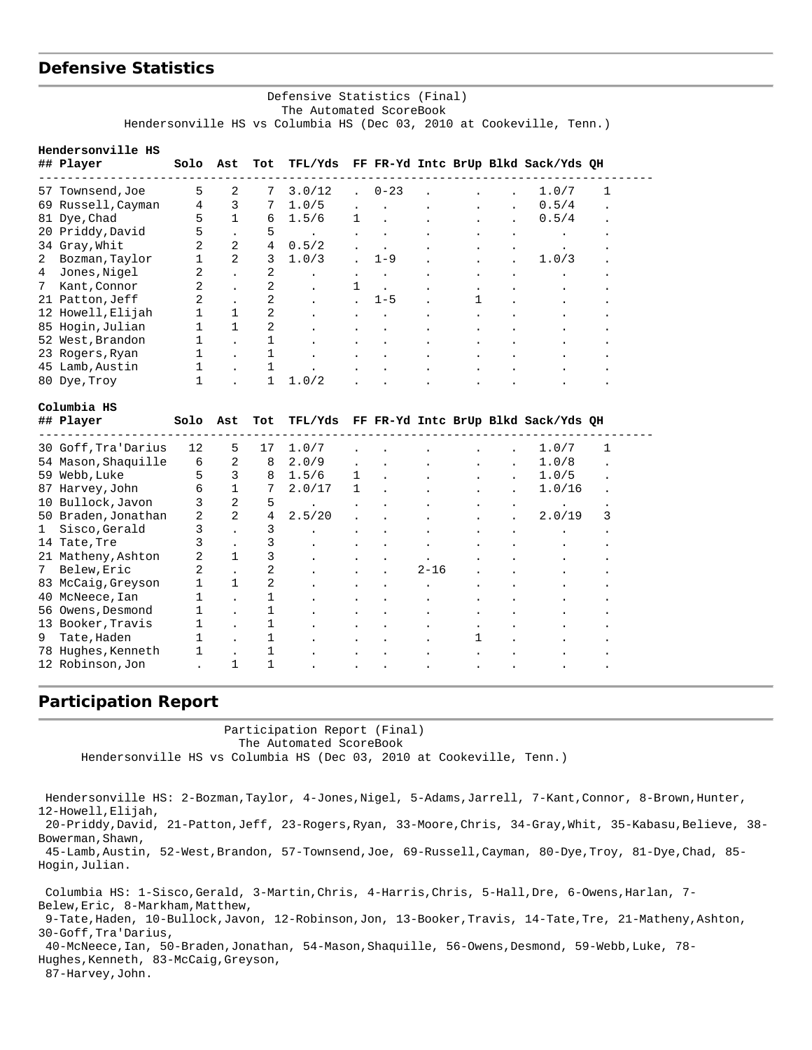## Defensive Statistics

Defensive Statistics (Final)
The Automated ScoreBook
Hendersonville HS vs Columbia HS (Dec 03, 2010 at Cookeville, Tenn.)

**Hendersonville HS**

| ## | Player | Solo | Ast | Tot | TFL/Yds | FF | FR-Yd | Intc | BrUp | Blkd | Sack/Yds | QH |
|---|---|---|---|---|---|---|---|---|---|---|---|---|
| 57 | Townsend,Joe | 5 | 2 | 7 | 3.0/12 | . | 0-23 | . | . | . | 1.0/7 | 1 |
| 69 | Russell,Cayman | 4 | 3 | 7 | 1.0/5 | . | . | . | . | . | 0.5/4 | . |
| 81 | Dye,Chad | 5 | 1 | 6 | 1.5/6 | 1 | . | . | . | . | 0.5/4 | . |
| 20 | Priddy,David | 5 | . | 5 | . | . | . | . | . | . | . | . |
| 34 | Gray,Whit | 2 | 2 | 4 | 0.5/2 | . | . | . | . | . | . | . |
| 2 | Bozman,Taylor | 1 | 2 | 3 | 1.0/3 | . | 1-9 | . | . | . | 1.0/3 | . |
| 4 | Jones,Nigel | 2 | . | 2 | . | . | . | . | . | . | . | . |
| 7 | Kant,Connor | 2 | . | 2 | . | 1 | . | . | . | . | . | . |
| 21 | Patton,Jeff | 2 | . | 2 | . | . | 1-5 | . | 1 | . | . | . |
| 12 | Howell,Elijah | 1 | 1 | 2 | . | . | . | . | . | . | . | . |
| 85 | Hogin,Julian | 1 | 1 | 2 | . | . | . | . | . | . | . | . |
| 52 | West,Brandon | 1 | . | 1 | . | . | . | . | . | . | . | . |
| 23 | Rogers,Ryan | 1 | . | 1 | . | . | . | . | . | . | . | . |
| 45 | Lamb,Austin | 1 | . | 1 | . | . | . | . | . | . | . | . |
| 80 | Dye,Troy | 1 | . | 1 | 1.0/2 | . | . | . | . | . | . | . |

**Columbia HS**

| ## | Player | Solo | Ast | Tot | TFL/Yds | FF | FR-Yd | Intc | BrUp | Blkd | Sack/Yds | QH |
|---|---|---|---|---|---|---|---|---|---|---|---|---|
| 30 | Goff,Tra'Darius | 12 | 5 | 17 | 1.0/7 | . | . | . | . | . | 1.0/7 | 1 |
| 54 | Mason,Shaquille | 6 | 2 | 8 | 2.0/9 | . | . | . | . | . | 1.0/8 | . |
| 59 | Webb,Luke | 5 | 3 | 8 | 1.5/6 | 1 | . | . | . | . | 1.0/5 | . |
| 87 | Harvey,John | 6 | 1 | 7 | 2.0/17 | 1 | . | . | . | . | 1.0/16 | . |
| 10 | Bullock,Javon | 3 | 2 | 5 | . | . | . | . | . | . | . | . |
| 50 | Braden,Jonathan | 2 | 2 | 4 | 2.5/20 | . | . | . | . | . | 2.0/19 | 3 |
| 1 | Sisco,Gerald | 3 | . | 3 | . | . | . | . | . | . | . | . |
| 14 | Tate,Tre | 3 | . | 3 | . | . | . | . | . | . | . | . |
| 21 | Matheny,Ashton | 2 | 1 | 3 | . | . | . | . | . | . | . | . |
| 7 | Belew,Eric | 2 | . | 2 | . | . | . | 2-16 | . | . | . | . |
| 83 | McCaig,Greyson | 1 | 1 | 2 | . | . | . | . | . | . | . | . |
| 40 | McNeece,Ian | 1 | . | 1 | . | . | . | . | . | . | . | . |
| 56 | Owens,Desmond | 1 | . | 1 | . | . | . | . | . | . | . | . |
| 13 | Booker,Travis | 1 | . | 1 | . | . | . | . | . | . | . | . |
| 9 | Tate,Haden | 1 | . | 1 | . | . | . | . | 1 | . | . | . |
| 78 | Hughes,Kenneth | 1 | . | 1 | . | . | . | . | . | . | . | . |
| 12 | Robinson,Jon | . | 1 | 1 | . | . | . | . | . | . | . | . |

## Participation Report

Participation Report (Final)
The Automated ScoreBook
Hendersonville HS vs Columbia HS (Dec 03, 2010 at Cookeville, Tenn.)

Hendersonville HS: 2-Bozman,Taylor, 4-Jones,Nigel, 5-Adams,Jarrell, 7-Kant,Connor, 8-Brown,Hunter, 12-Howell,Elijah, 20-Priddy,David, 21-Patton,Jeff, 23-Rogers,Ryan, 33-Moore,Chris, 34-Gray,Whit, 35-Kabasu,Believe, 38-Bowerman,Shawn, 45-Lamb,Austin, 52-West,Brandon, 57-Townsend,Joe, 69-Russell,Cayman, 80-Dye,Troy, 81-Dye,Chad, 85-Hogin,Julian.

Columbia HS: 1-Sisco,Gerald, 3-Martin,Chris, 4-Harris,Chris, 5-Hall,Dre, 6-Owens,Harlan, 7-Belew,Eric, 8-Markham,Matthew, 9-Tate,Haden, 10-Bullock,Javon, 12-Robinson,Jon, 13-Booker,Travis, 14-Tate,Tre, 21-Matheny,Ashton, 30-Goff,Tra'Darius, 40-McNeece,Ian, 50-Braden,Jonathan, 54-Mason,Shaquille, 56-Owens,Desmond, 59-Webb,Luke, 78-Hughes,Kenneth, 83-McCaig,Greyson, 87-Harvey,John.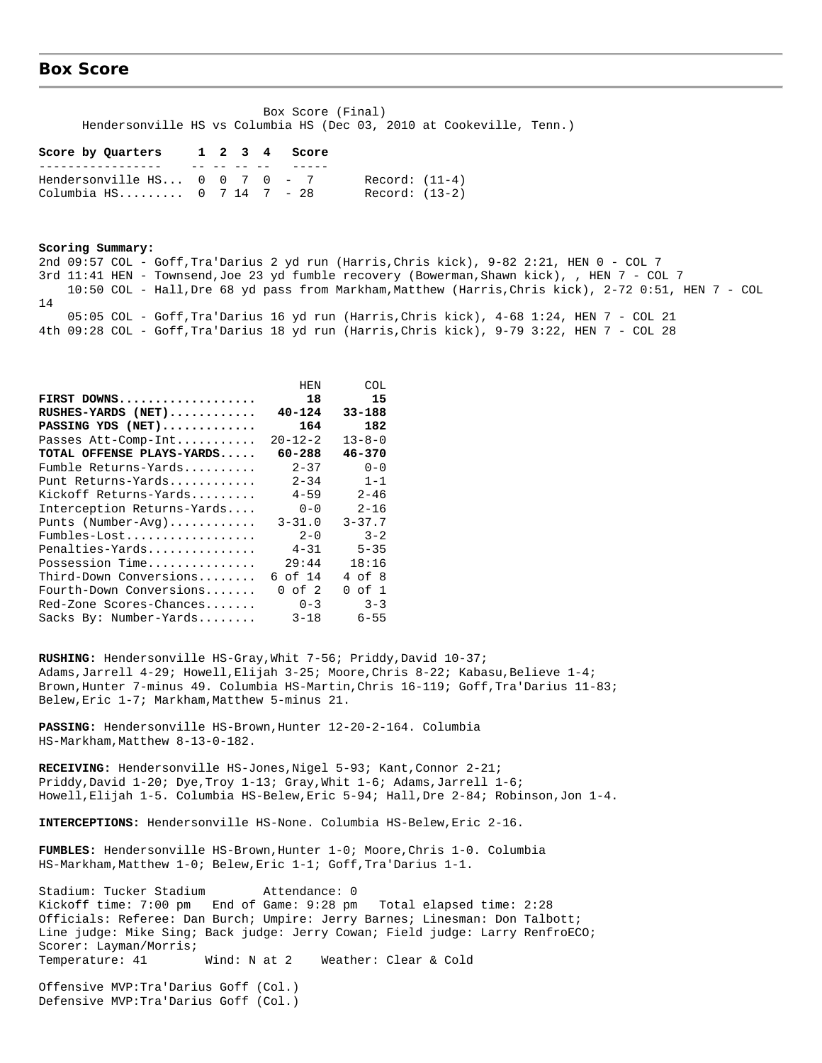## Box Score

Box Score (Final)
Hendersonville HS vs Columbia HS (Dec 03, 2010 at Cookeville, Tenn.)

| Score by Quarters | 1 | 2 | 3 | 4 | Score | |
|---|---|---|---|---|---|---|
| Hendersonville HS... | 0 | 0 | 7 | 0 | 7 | Record: (11-4) |
| Columbia HS......... | 0 | 7 | 14 | 7 | 28 | Record: (13-2) |

**Scoring Summary:**

2nd 09:57 COL - Goff,Tra'Darius 2 yd run (Harris,Chris kick), 9-82 2:21, HEN 0 - COL 7
3rd 11:41 HEN - Townsend,Joe 23 yd fumble recovery (Bowerman,Shawn kick), , HEN 7 - COL 7
10:50 COL - Hall,Dre 68 yd pass from Markham,Matthew (Harris,Chris kick), 2-72 0:51, HEN 7 - COL 14
05:05 COL - Goff,Tra'Darius 16 yd run (Harris,Chris kick), 4-68 1:24, HEN 7 - COL 21
4th 09:28 COL - Goff,Tra'Darius 18 yd run (Harris,Chris kick), 9-79 3:22, HEN 7 - COL 28

| | HEN | COL |
|---|---|---|
| **FIRST DOWNS...................** | **18** | **15** |
| **RUSHES-YARDS (NET)............** | **40-124** | **33-188** |
| **PASSING YDS (NET).............** | **164** | **182** |
| Passes Att-Comp-Int........... | 20-12-2 | 13-8-0 |
| **TOTAL OFFENSE PLAYS-YARDS.....** | **60-288** | **46-370** |
| Fumble Returns-Yards.......... | 2-37 | 0-0 |
| Punt Returns-Yards............ | 2-34 | 1-1 |
| Kickoff Returns-Yards......... | 4-59 | 2-46 |
| Interception Returns-Yards.... | 0-0 | 2-16 |
| Punts (Number-Avg)............ | 3-31.0 | 3-37.7 |
| Fumbles-Lost.................. | 2-0 | 3-2 |
| Penalties-Yards............... | 4-31 | 5-35 |
| Possession Time............... | 29:44 | 18:16 |
| Third-Down Conversions........ | 6 of 14 | 4 of 8 |
| Fourth-Down Conversions....... | 0 of 2 | 0 of 1 |
| Red-Zone Scores-Chances....... | 0-3 | 3-3 |
| Sacks By: Number-Yards........ | 3-18 | 6-55 |

**RUSHING:** Hendersonville HS-Gray,Whit 7-56; Priddy,David 10-37; Adams,Jarrell 4-29; Howell,Elijah 3-25; Moore,Chris 8-22; Kabasu,Believe 1-4; Brown,Hunter 7-minus 49. Columbia HS-Martin,Chris 16-119; Goff,Tra'Darius 11-83; Belew,Eric 1-7; Markham,Matthew 5-minus 21.

**PASSING:** Hendersonville HS-Brown,Hunter 12-20-2-164. Columbia HS-Markham,Matthew 8-13-0-182.

**RECEIVING:** Hendersonville HS-Jones,Nigel 5-93; Kant,Connor 2-21; Priddy,David 1-20; Dye,Troy 1-13; Gray,Whit 1-6; Adams,Jarrell 1-6; Howell,Elijah 1-5. Columbia HS-Belew,Eric 5-94; Hall,Dre 2-84; Robinson,Jon 1-4.

**INTERCEPTIONS:** Hendersonville HS-None. Columbia HS-Belew,Eric 2-16.

**FUMBLES:** Hendersonville HS-Brown,Hunter 1-0; Moore,Chris 1-0. Columbia HS-Markham,Matthew 1-0; Belew,Eric 1-1; Goff,Tra'Darius 1-1.

Stadium: Tucker Stadium Attendance: 0
Kickoff time: 7:00 pm End of Game: 9:28 pm Total elapsed time: 2:28
Officials: Referee: Dan Burch; Umpire: Jerry Barnes; Linesman: Don Talbott; Line judge: Mike Sing; Back judge: Jerry Cowan; Field judge: Larry RenfroECO;
Scorer: Layman/Morris;
Temperature: 41 Wind: N at 2 Weather: Clear & Cold

Offensive MVP:Tra'Darius Goff (Col.)
Defensive MVP:Tra'Darius Goff (Col.)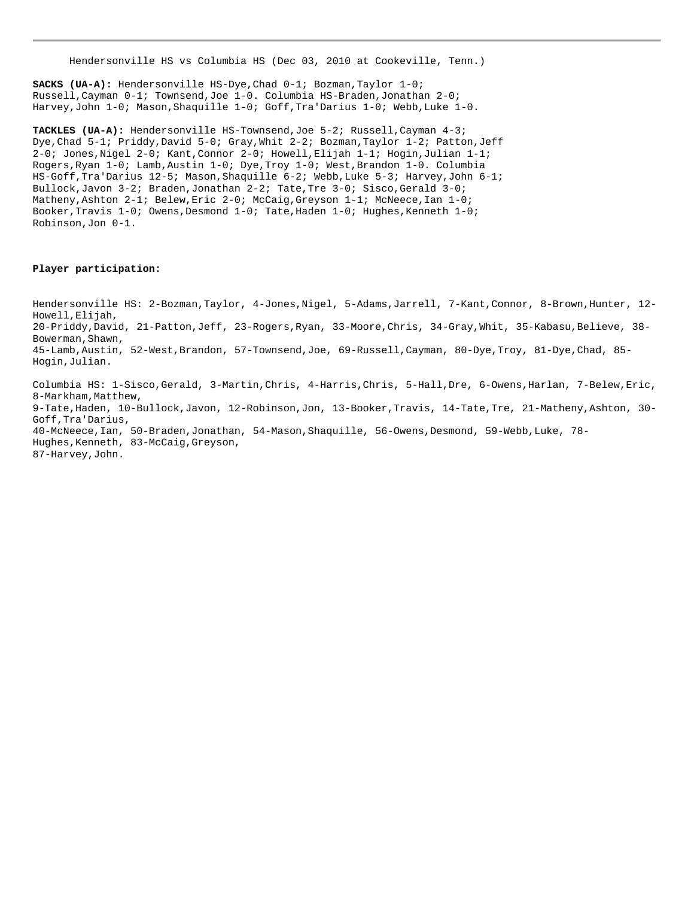Hendersonville HS vs Columbia HS (Dec 03, 2010 at Cookeville, Tenn.)

**SACKS (UA-A):** Hendersonville HS-Dye,Chad 0-1; Bozman,Taylor 1-0; Russell,Cayman 0-1; Townsend,Joe 1-0. Columbia HS-Braden,Jonathan 2-0; Harvey,John 1-0; Mason,Shaquille 1-0; Goff,Tra'Darius 1-0; Webb,Luke 1-0.

**TACKLES (UA-A):** Hendersonville HS-Townsend,Joe 5-2; Russell,Cayman 4-3; Dye,Chad 5-1; Priddy,David 5-0; Gray,Whit 2-2; Bozman,Taylor 1-2; Patton,Jeff 2-0; Jones,Nigel 2-0; Kant,Connor 2-0; Howell,Elijah 1-1; Hogin,Julian 1-1; Rogers,Ryan 1-0; Lamb,Austin 1-0; Dye,Troy 1-0; West,Brandon 1-0. Columbia HS-Goff,Tra'Darius 12-5; Mason,Shaquille 6-2; Webb,Luke 5-3; Harvey,John 6-1; Bullock,Javon 3-2; Braden,Jonathan 2-2; Tate,Tre 3-0; Sisco,Gerald 3-0; Matheny,Ashton 2-1; Belew,Eric 2-0; McCaig,Greyson 1-1; McNeece,Ian 1-0; Booker,Travis 1-0; Owens,Desmond 1-0; Tate,Haden 1-0; Hughes,Kenneth 1-0; Robinson,Jon 0-1.

**Player participation:**

Hendersonville HS: 2-Bozman,Taylor, 4-Jones,Nigel, 5-Adams,Jarrell, 7-Kant,Connor, 8-Brown,Hunter, 12-Howell,Elijah,
20-Priddy,David, 21-Patton,Jeff, 23-Rogers,Ryan, 33-Moore,Chris, 34-Gray,Whit, 35-Kabasu,Believe, 38-Bowerman,Shawn,
45-Lamb,Austin, 52-West,Brandon, 57-Townsend,Joe, 69-Russell,Cayman, 80-Dye,Troy, 81-Dye,Chad, 85-Hogin,Julian.

Columbia HS: 1-Sisco,Gerald, 3-Martin,Chris, 4-Harris,Chris, 5-Hall,Dre, 6-Owens,Harlan, 7-Belew,Eric, 8-Markham,Matthew,
9-Tate,Haden, 10-Bullock,Javon, 12-Robinson,Jon, 13-Booker,Travis, 14-Tate,Tre, 21-Matheny,Ashton, 30-Goff,Tra'Darius,
40-McNeece,Ian, 50-Braden,Jonathan, 54-Mason,Shaquille, 56-Owens,Desmond, 59-Webb,Luke, 78-Hughes,Kenneth, 83-McCaig,Greyson,
87-Harvey,John.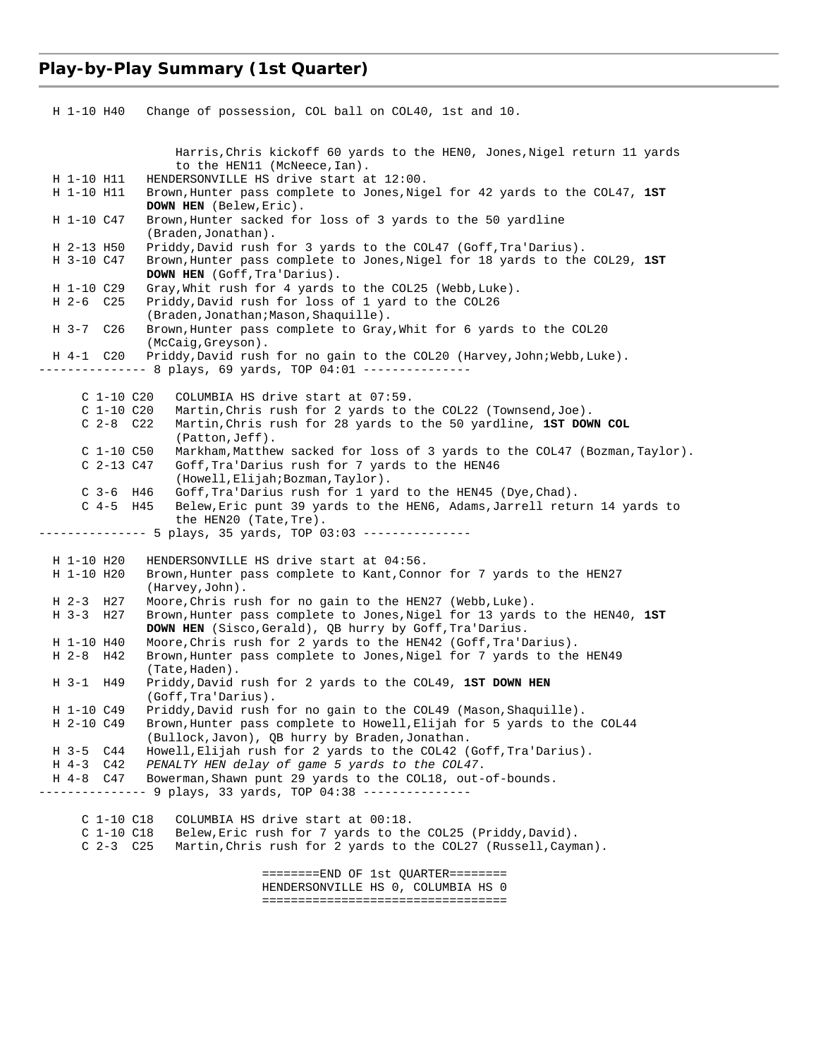## Play-by-Play Summary (1st Quarter)

```
  H 1-10 H40   Change of possession, COL ball on COL40, 1st and 10.


                    Harris,Chris kickoff 60 yards to the HEN0, Jones,Nigel return 11 yards
                    to the HEN11 (McNeece,Ian).
  H 1-10 H11   HENDERSONVILLE HS drive start at 12:00.
  H 1-10 H11   Brown,Hunter pass complete to Jones,Nigel for 42 yards to the COL47, 1ST
               DOWN HEN (Belew,Eric).
  H 1-10 C47   Brown,Hunter sacked for loss of 3 yards to the 50 yardline
               (Braden,Jonathan).
  H 2-13 H50   Priddy,David rush for 3 yards to the COL47 (Goff,Tra'Darius).
  H 3-10 C47   Brown,Hunter pass complete to Jones,Nigel for 18 yards to the COL29, 1ST
               DOWN HEN (Goff,Tra'Darius).
  H 1-10 C29   Gray,Whit rush for 4 yards to the COL25 (Webb,Luke).
  H 2-6  C25   Priddy,David rush for loss of 1 yard to the COL26
               (Braden,Jonathan;Mason,Shaquille).
  H 3-7  C26   Brown,Hunter pass complete to Gray,Whit for 6 yards to the COL20
               (McCaig,Greyson).
  H 4-1  C20   Priddy,David rush for no gain to the COL20 (Harvey,John;Webb,Luke).
--------------- 8 plays, 69 yards, TOP 04:01 ---------------

      C 1-10 C20   COLUMBIA HS drive start at 07:59.
      C 1-10 C20   Martin,Chris rush for 2 yards to the COL22 (Townsend,Joe).
      C 2-8  C22   Martin,Chris rush for 28 yards to the 50 yardline, 1ST DOWN COL
                   (Patton,Jeff).
      C 1-10 C50   Markham,Matthew sacked for loss of 3 yards to the COL47 (Bozman,Taylor).
      C 2-13 C47   Goff,Tra'Darius rush for 7 yards to the HEN46
                   (Howell,Elijah;Bozman,Taylor).
      C 3-6  H46   Goff,Tra'Darius rush for 1 yard to the HEN45 (Dye,Chad).
      C 4-5  H45   Belew,Eric punt 39 yards to the HEN6, Adams,Jarrell return 14 yards to
                   the HEN20 (Tate,Tre).
--------------- 5 plays, 35 yards, TOP 03:03 ---------------

  H 1-10 H20   HENDERSONVILLE HS drive start at 04:56.
  H 1-10 H20   Brown,Hunter pass complete to Kant,Connor for 7 yards to the HEN27
               (Harvey,John).
  H 2-3  H27   Moore,Chris rush for no gain to the HEN27 (Webb,Luke).
  H 3-3  H27   Brown,Hunter pass complete to Jones,Nigel for 13 yards to the HEN40, 1ST
               DOWN HEN (Sisco,Gerald), QB hurry by Goff,Tra'Darius.
  H 1-10 H40   Moore,Chris rush for 2 yards to the HEN42 (Goff,Tra'Darius).
  H 2-8  H42   Brown,Hunter pass complete to Jones,Nigel for 7 yards to the HEN49
               (Tate,Haden).
  H 3-1  H49   Priddy,David rush for 2 yards to the COL49, 1ST DOWN HEN
               (Goff,Tra'Darius).
  H 1-10 C49   Priddy,David rush for no gain to the COL49 (Mason,Shaquille).
  H 2-10 C49   Brown,Hunter pass complete to Howell,Elijah for 5 yards to the COL44
               (Bullock,Javon), QB hurry by Braden,Jonathan.
  H 3-5  C44   Howell,Elijah rush for 2 yards to the COL42 (Goff,Tra'Darius).
  H 4-3  C42   PENALTY HEN delay of game 5 yards to the COL47.
  H 4-8  C47   Bowerman,Shawn punt 29 yards to the COL18, out-of-bounds.
-------------- 9 plays, 33 yards, TOP 04:38 ---------------

      C 1-10 C18   COLUMBIA HS drive start at 00:18.
      C 1-10 C18   Belew,Eric rush for 7 yards to the COL25 (Priddy,David).
      C 2-3  C25   Martin,Chris rush for 2 yards to the COL27 (Russell,Cayman).

                                 ========END OF 1st QUARTER========
                                 HENDERSONVILLE HS 0, COLUMBIA HS 0
                                 ==================================
```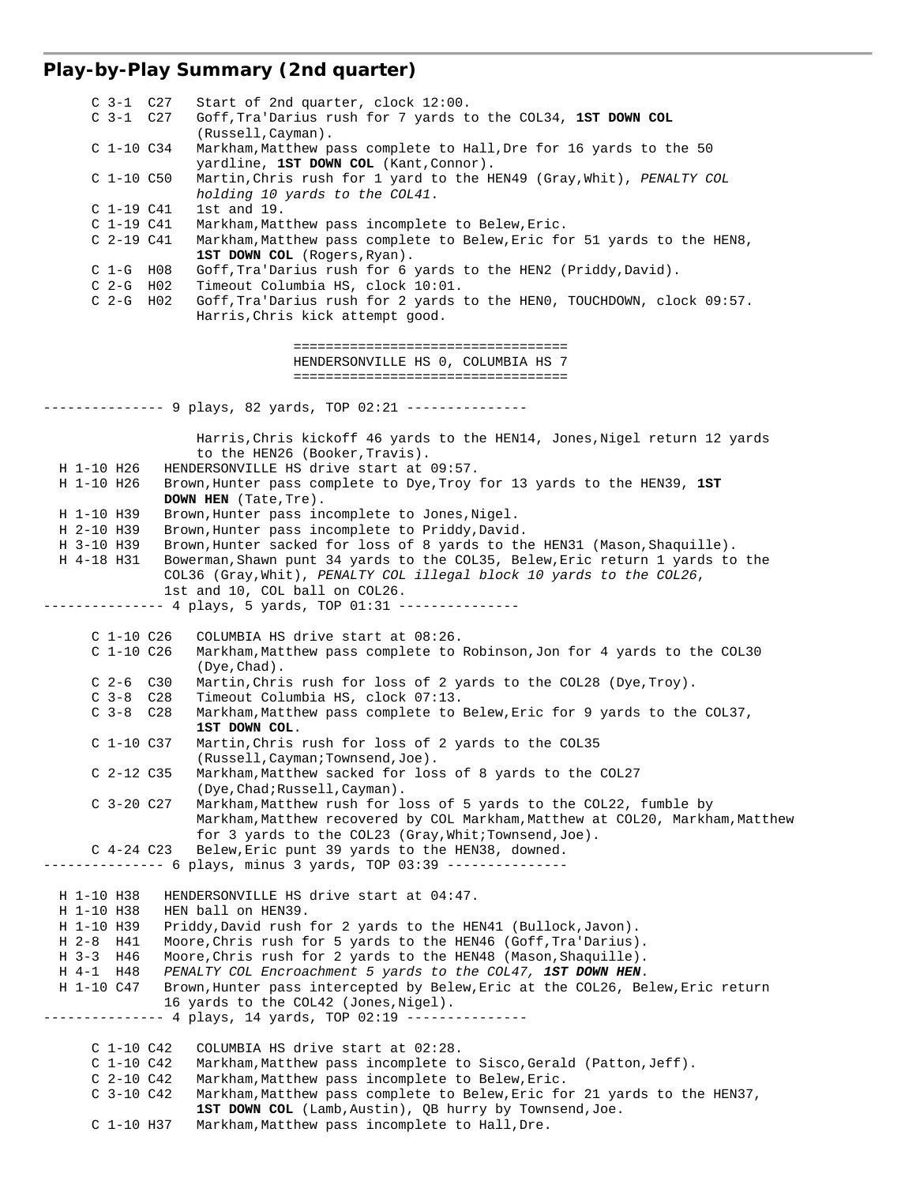## Play-by-Play Summary (2nd quarter)

```
     C 3-1  C27   Start of 2nd quarter, clock 12:00.
     C 3-1  C27   Goff,Tra'Darius rush for 7 yards to the COL34, 1ST DOWN COL
                  (Russell,Cayman).
     C 1-10 C34   Markham,Matthew pass complete to Hall,Dre for 16 yards to the 50
                  yardline, 1ST DOWN COL (Kant,Connor).
     C 1-10 C50   Martin,Chris rush for 1 yard to the HEN49 (Gray,Whit), PENALTY COL
                  holding 10 yards to the COL41.
     C 1-19 C41   1st and 19.
     C 1-19 C41   Markham,Matthew pass incomplete to Belew,Eric.
     C 2-19 C41   Markham,Matthew pass complete to Belew,Eric for 51 yards to the HEN8,
                  1ST DOWN COL (Rogers,Ryan).
     C 1-G  H08   Goff,Tra'Darius rush for 6 yards to the HEN2 (Priddy,David).
     C 2-G  H02   Timeout Columbia HS, clock 10:01.
     C 2-G  H02   Goff,Tra'Darius rush for 2 yards to the HEN0, TOUCHDOWN, clock 09:57.
                  Harris,Chris kick attempt good.

                                 =================================
                                 HENDERSONVILLE HS 0, COLUMBIA HS 7
                                 =================================

--------------- 9 plays, 82 yards, TOP 02:21 ---------------

                  Harris,Chris kickoff 46 yards to the HEN14, Jones,Nigel return 12 yards
                  to the HEN26 (Booker,Travis).
  H 1-10 H26   HENDERSONVILLE HS drive start at 09:57.
  H 1-10 H26   Brown,Hunter pass complete to Dye,Troy for 13 yards to the HEN39, 1ST
               DOWN HEN (Tate,Tre).
  H 1-10 H39   Brown,Hunter pass incomplete to Jones,Nigel.
  H 2-10 H39   Brown,Hunter pass incomplete to Priddy,David.
  H 3-10 H39   Brown,Hunter sacked for loss of 8 yards to the HEN31 (Mason,Shaquille).
  H 4-18 H31   Bowerman,Shawn punt 34 yards to the COL35, Belew,Eric return 1 yards to the
               COL36 (Gray,Whit), PENALTY COL illegal block 10 yards to the COL26,
               1st and 10, COL ball on COL26.
--------------- 4 plays, 5 yards, TOP 01:31 ---------------

     C 1-10 C26   COLUMBIA HS drive start at 08:26.
     C 1-10 C26   Markham,Matthew pass complete to Robinson,Jon for 4 yards to the COL30
                  (Dye,Chad).
     C 2-6  C30   Martin,Chris rush for loss of 2 yards to the COL28 (Dye,Troy).
     C 3-8  C28   Timeout Columbia HS, clock 07:13.
     C 3-8  C28   Markham,Matthew pass complete to Belew,Eric for 9 yards to the COL37,
                  1ST DOWN COL.
     C 1-10 C37   Martin,Chris rush for loss of 2 yards to the COL35
                  (Russell,Cayman;Townsend,Joe).
     C 2-12 C35   Markham,Matthew sacked for loss of 8 yards to the COL27
                  (Dye,Chad;Russell,Cayman).
     C 3-20 C27   Markham,Matthew rush for loss of 5 yards to the COL22, fumble by
                  Markham,Matthew recovered by COL Markham,Matthew at COL20, Markham,Matthew
                  for 3 yards to the COL23 (Gray,Whit;Townsend,Joe).
     C 4-24 C23   Belew,Eric punt 39 yards to the HEN38, downed.
--------------- 6 plays, minus 3 yards, TOP 03:39 ---------------

  H 1-10 H38   HENDERSONVILLE HS drive start at 04:47.
  H 1-10 H38   HEN ball on HEN39.
  H 1-10 H39   Priddy,David rush for 2 yards to the HEN41 (Bullock,Javon).
  H 2-8  H41   Moore,Chris rush for 5 yards to the HEN46 (Goff,Tra'Darius).
  H 3-3  H46   Moore,Chris rush for 2 yards to the HEN48 (Mason,Shaquille).
  H 4-1  H48   PENALTY COL Encroachment 5 yards to the COL47, 1ST DOWN HEN.
  H 1-10 C47   Brown,Hunter pass intercepted by Belew,Eric at the COL26, Belew,Eric return
               16 yards to the COL42 (Jones,Nigel).
--------------- 4 plays, 14 yards, TOP 02:19 ---------------

     C 1-10 C42   COLUMBIA HS drive start at 02:28.
     C 1-10 C42   Markham,Matthew pass incomplete to Sisco,Gerald (Patton,Jeff).
     C 2-10 C42   Markham,Matthew pass incomplete to Belew,Eric.
     C 3-10 C42   Markham,Matthew pass complete to Belew,Eric for 21 yards to the HEN37,
                  1ST DOWN COL (Lamb,Austin), QB hurry by Townsend,Joe.
     C 1-10 H37   Markham,Matthew pass incomplete to Hall,Dre.
```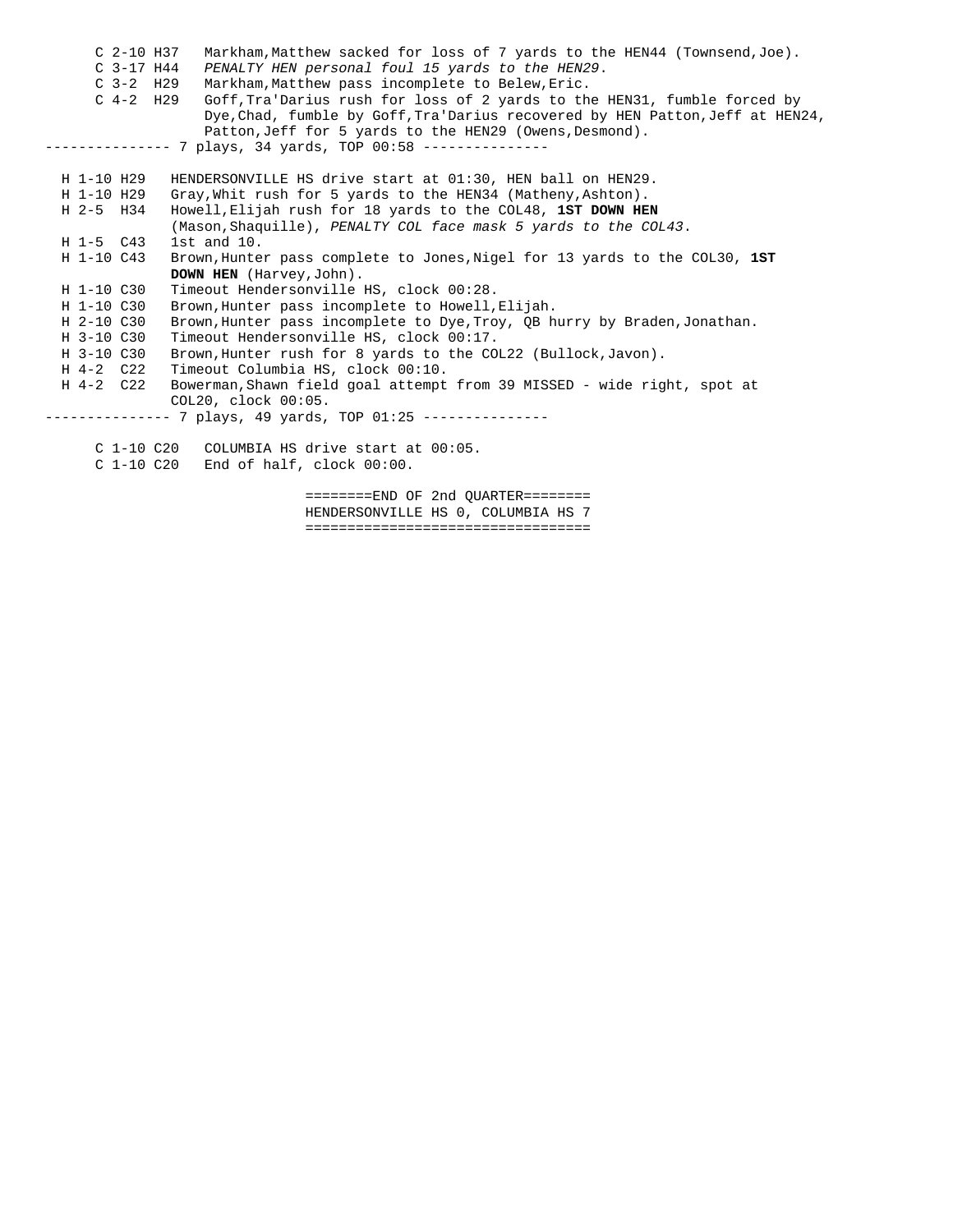```
     C 2-10 H37   Markham,Matthew sacked for loss of 7 yards to the HEN44 (Townsend,Joe).
     C 3-17 H44   PENALTY HEN personal foul 15 yards to the HEN29.
     C 3-2  H29   Markham,Matthew pass incomplete to Belew,Eric.
     C 4-2  H29   Goff,Tra'Darius rush for loss of 2 yards to the HEN31, fumble forced by
                  Dye,Chad, fumble by Goff,Tra'Darius recovered by HEN Patton,Jeff at HEN24,
                  Patton,Jeff for 5 yards to the HEN29 (Owens,Desmond).
--------------- 7 plays, 34 yards, TOP 00:58 ---------------

  H 1-10 H29   HENDERSONVILLE HS drive start at 01:30, HEN ball on HEN29.
  H 1-10 H29   Gray,Whit rush for 5 yards to the HEN34 (Matheny,Ashton).
  H 2-5  H34   Howell,Elijah rush for 18 yards to the COL48, 1ST DOWN HEN
               (Mason,Shaquille), PENALTY COL face mask 5 yards to the COL43.
  H 1-5  C43   1st and 10.
  H 1-10 C43   Brown,Hunter pass complete to Jones,Nigel for 13 yards to the COL30, 1ST
               DOWN HEN (Harvey,John).
  H 1-10 C30   Timeout Hendersonville HS, clock 00:28.
  H 1-10 C30   Brown,Hunter pass incomplete to Howell,Elijah.
  H 2-10 C30   Brown,Hunter pass incomplete to Dye,Troy, QB hurry by Braden,Jonathan.
  H 3-10 C30   Timeout Hendersonville HS, clock 00:17.
  H 3-10 C30   Brown,Hunter rush for 8 yards to the COL22 (Bullock,Javon).
  H 4-2  C22   Timeout Columbia HS, clock 00:10.
  H 4-2  C22   Bowerman,Shawn field goal attempt from 39 MISSED - wide right, spot at
               COL20, clock 00:05.
--------------- 7 plays, 49 yards, TOP 01:25 ---------------

     C 1-10 C20   COLUMBIA HS drive start at 00:05.
     C 1-10 C20   End of half, clock 00:00.

                              ========END OF 2nd QUARTER========
                              HENDERSONVILLE HS 0, COLUMBIA HS 7
                              ==================================
```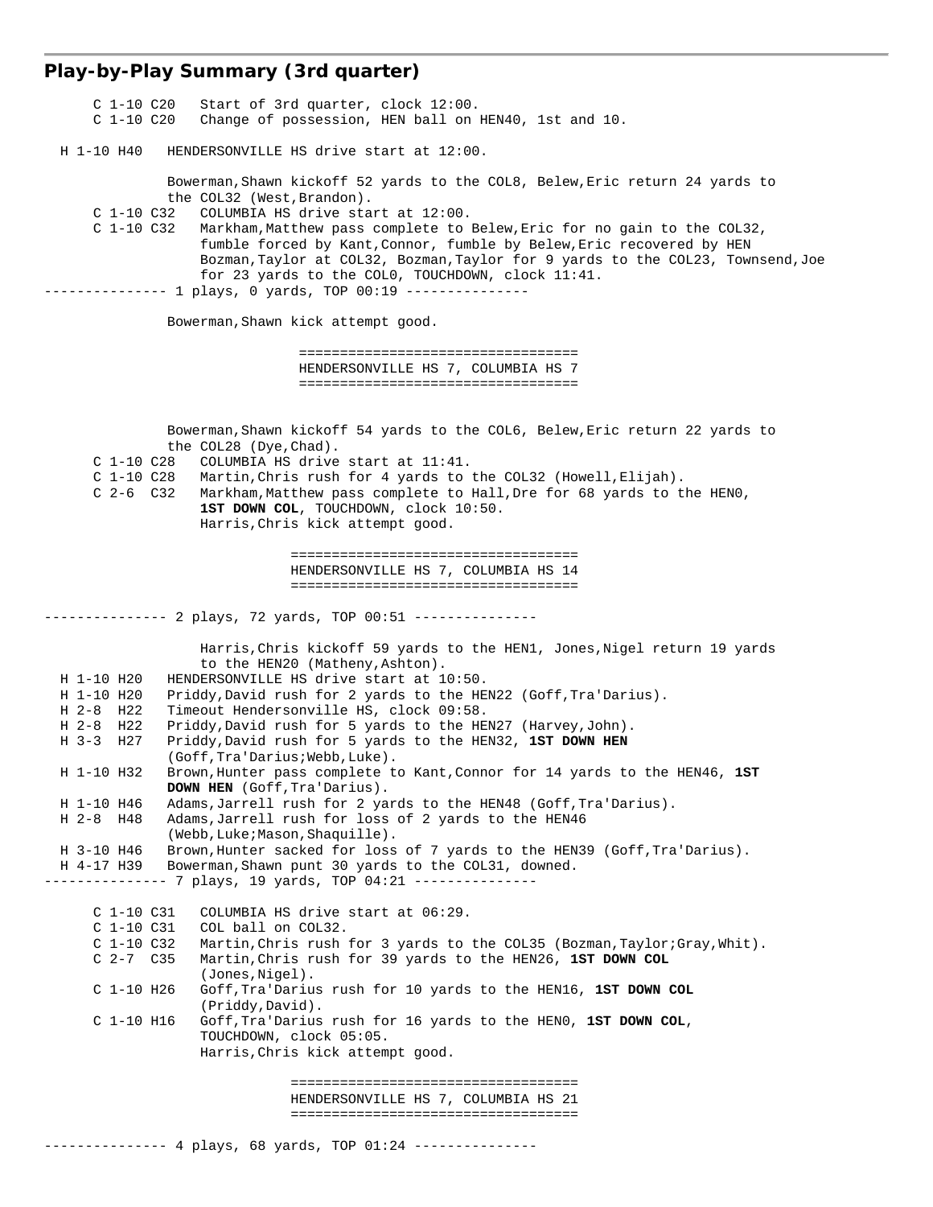## Play-by-Play Summary (3rd quarter)

```
      C 1-10 C20   Start of 3rd quarter, clock 12:00.
      C 1-10 C20   Change of possession, HEN ball on HEN40, 1st and 10.

  H 1-10 H40   HENDERSONVILLE HS drive start at 12:00.

               Bowerman,Shawn kickoff 52 yards to the COL8, Belew,Eric return 24 yards to
               the COL32 (West,Brandon).
      C 1-10 C32   COLUMBIA HS drive start at 12:00.
      C 1-10 C32   Markham,Matthew pass complete to Belew,Eric for no gain to the COL32,
                   fumble forced by Kant,Connor, fumble by Belew,Eric recovered by HEN
                   Bozman,Taylor at COL32, Bozman,Taylor for 9 yards to the COL23, Townsend,Joe
                   for 23 yards to the COL0, TOUCHDOWN, clock 11:41.
--------------- 1 plays, 0 yards, TOP 00:19 ---------------

               Bowerman,Shawn kick attempt good.

                        ==================================
                        HENDERSONVILLE HS 7, COLUMBIA HS 7
                        ==================================


               Bowerman,Shawn kickoff 54 yards to the COL6, Belew,Eric return 22 yards to
               the COL28 (Dye,Chad).
      C 1-10 C28   COLUMBIA HS drive start at 11:41.
      C 1-10 C28   Martin,Chris rush for 4 yards to the COL32 (Howell,Elijah).
      C 2-6  C32   Markham,Matthew pass complete to Hall,Dre for 68 yards to the HEN0,
                   1ST DOWN COL, TOUCHDOWN, clock 10:50.
                   Harris,Chris kick attempt good.

                        ===================================
                        HENDERSONVILLE HS 7, COLUMBIA HS 14
                        ===================================

--------------- 2 plays, 72 yards, TOP 00:51 ---------------

                   Harris,Chris kickoff 59 yards to the HEN1, Jones,Nigel return 19 yards
                   to the HEN20 (Matheny,Ashton).
  H 1-10 H20   HENDERSONVILLE HS drive start at 10:50.
  H 1-10 H20   Priddy,David rush for 2 yards to the HEN22 (Goff,Tra'Darius).
  H 2-8  H22   Timeout Hendersonville HS, clock 09:58.
  H 2-8  H22   Priddy,David rush for 5 yards to the HEN27 (Harvey,John).
  H 3-3  H27   Priddy,David rush for 5 yards to the HEN32, 1ST DOWN HEN
               (Goff,Tra'Darius;Webb,Luke).
  H 1-10 H32   Brown,Hunter pass complete to Kant,Connor for 14 yards to the HEN46, 1ST
               DOWN HEN (Goff,Tra'Darius).
  H 1-10 H46   Adams,Jarrell rush for 2 yards to the HEN48 (Goff,Tra'Darius).
  H 2-8  H48   Adams,Jarrell rush for loss of 2 yards to the HEN46
               (Webb,Luke;Mason,Shaquille).
  H 3-10 H46   Brown,Hunter sacked for loss of 7 yards to the HEN39 (Goff,Tra'Darius).
  H 4-17 H39   Bowerman,Shawn punt 30 yards to the COL31, downed.
--------------- 7 plays, 19 yards, TOP 04:21 ---------------

      C 1-10 C31   COLUMBIA HS drive start at 06:29.
      C 1-10 C31   COL ball on COL32.
      C 1-10 C32   Martin,Chris rush for 3 yards to the COL35 (Bozman,Taylor;Gray,Whit).
      C 2-7  C35   Martin,Chris rush for 39 yards to the HEN26, 1ST DOWN COL
                   (Jones,Nigel).
      C 1-10 H26   Goff,Tra'Darius rush for 10 yards to the HEN16, 1ST DOWN COL
                   (Priddy,David).
      C 1-10 H16   Goff,Tra'Darius rush for 16 yards to the HEN0, 1ST DOWN COL,
                   TOUCHDOWN, clock 05:05.
                   Harris,Chris kick attempt good.

                        ===================================
                        HENDERSONVILLE HS 7, COLUMBIA HS 21
                        ===================================

--------------- 4 plays, 68 yards, TOP 01:24 ---------------
```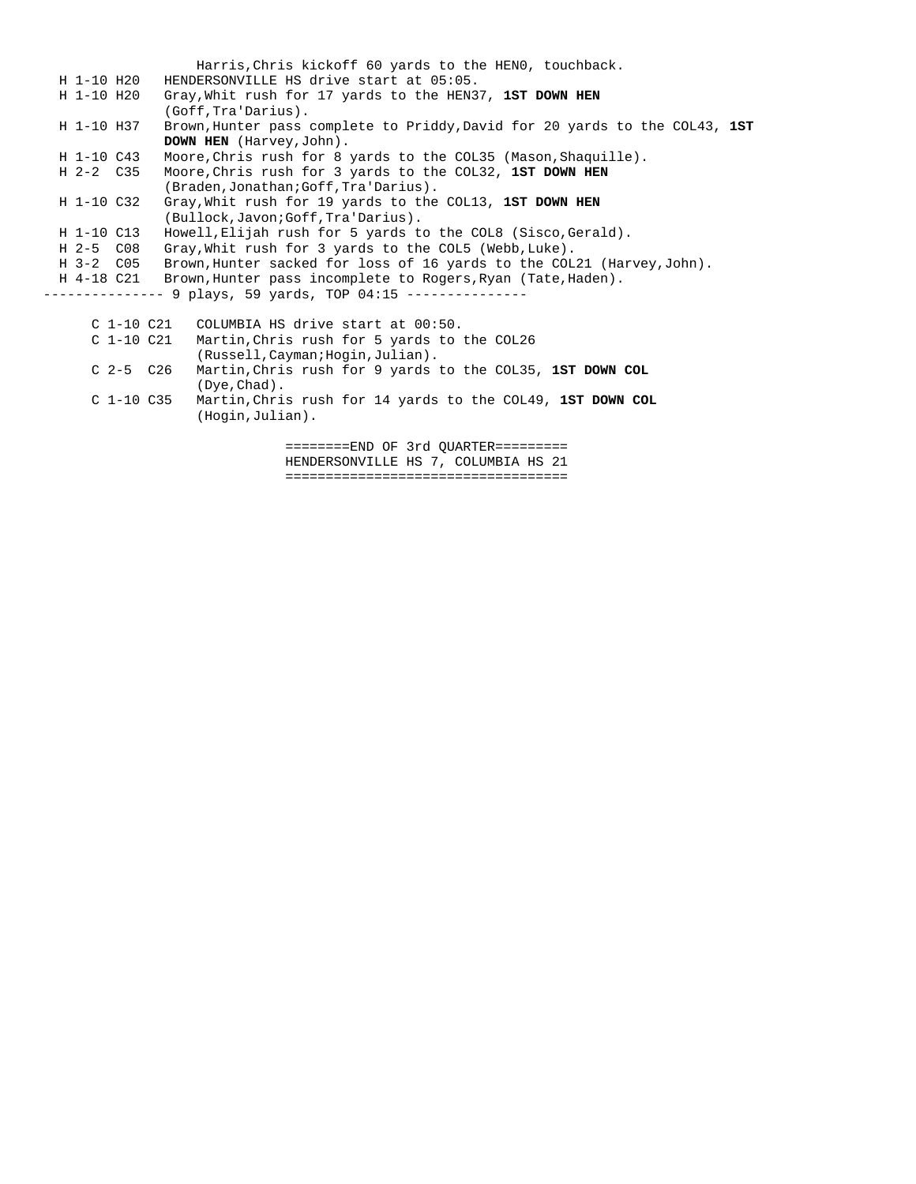Harris,Chris kickoff 60 yards to the HEN0, touchback.

```
H 1-10 H20   HENDERSONVILLE HS drive start at 05:05.
H 1-10 H20   Gray,Whit rush for 17 yards to the HEN37, 1ST DOWN HEN
             (Goff,Tra'Darius).
H 1-10 H37   Brown,Hunter pass complete to Priddy,David for 20 yards to the COL43, 1ST
             DOWN HEN (Harvey,John).
H 1-10 C43   Moore,Chris rush for 8 yards to the COL35 (Mason,Shaquille).
H 2-2  C35   Moore,Chris rush for 3 yards to the COL32, 1ST DOWN HEN
             (Braden,Jonathan;Goff,Tra'Darius).
H 1-10 C32   Gray,Whit rush for 19 yards to the COL13, 1ST DOWN HEN
             (Bullock,Javon;Goff,Tra'Darius).
H 1-10 C13   Howell,Elijah rush for 5 yards to the COL8 (Sisco,Gerald).
H 2-5  C08   Gray,Whit rush for 3 yards to the COL5 (Webb,Luke).
H 3-2  C05   Brown,Hunter sacked for loss of 16 yards to the COL21 (Harvey,John).
H 4-18 C21   Brown,Hunter pass incomplete to Rogers,Ryan (Tate,Haden).
--------------- 9 plays, 59 yards, TOP 04:15 ---------------

C 1-10 C21   COLUMBIA HS drive start at 00:50.
C 1-10 C21   Martin,Chris rush for 5 yards to the COL26
             (Russell,Cayman;Hogin,Julian).
C 2-5  C26   Martin,Chris rush for 9 yards to the COL35, 1ST DOWN COL
             (Dye,Chad).
C 1-10 C35   Martin,Chris rush for 14 yards to the COL49, 1ST DOWN COL
             (Hogin,Julian).
```

========END OF 3rd QUARTER=========
HENDERSONVILLE HS 7, COLUMBIA HS 21
==================================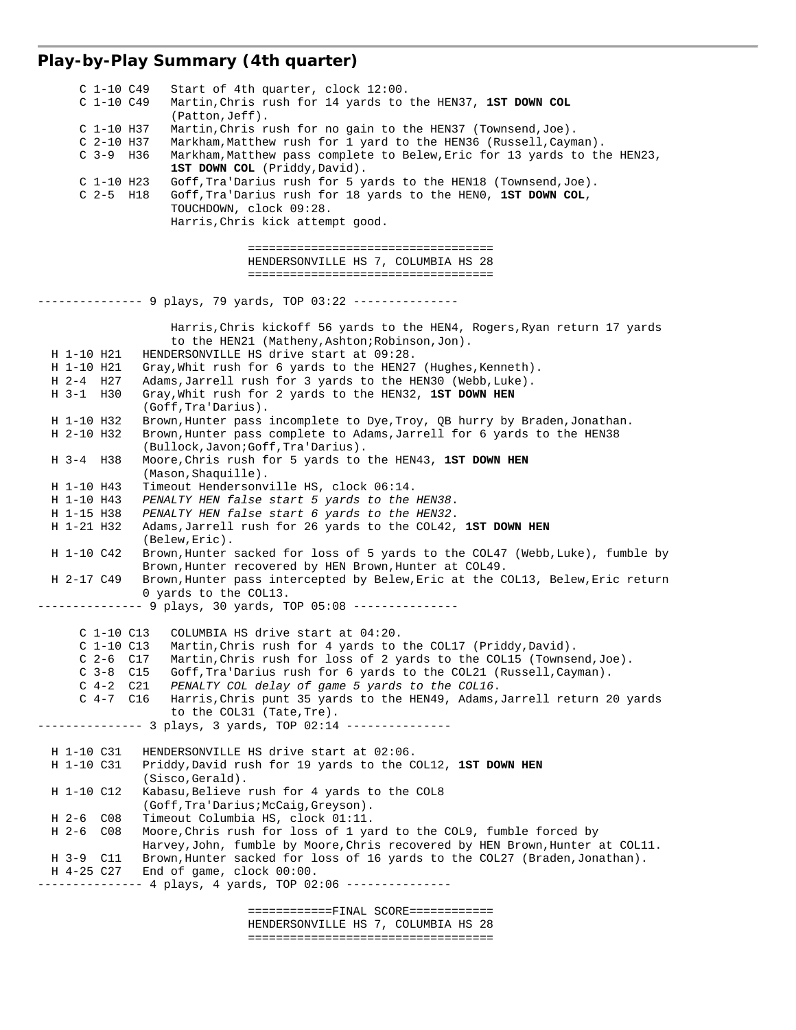## Play-by-Play Summary (4th quarter)

```
      C 1-10 C49   Start of 4th quarter, clock 12:00.
      C 1-10 C49   Martin,Chris rush for 14 yards to the HEN37, 1ST DOWN COL
                   (Patton,Jeff).
      C 1-10 H37   Martin,Chris rush for no gain to the HEN37 (Townsend,Joe).
      C 2-10 H37   Markham,Matthew rush for 1 yard to the HEN36 (Russell,Cayman).
      C 3-9  H36   Markham,Matthew pass complete to Belew,Eric for 13 yards to the HEN23,
                   1ST DOWN COL (Priddy,David).
      C 1-10 H23   Goff,Tra'Darius rush for 5 yards to the HEN18 (Townsend,Joe).
      C 2-5  H18   Goff,Tra'Darius rush for 18 yards to the HEN0, 1ST DOWN COL,
                   TOUCHDOWN, clock 09:28.
                   Harris,Chris kick attempt good.

                                ==================================
                                HENDERSONVILLE HS 7, COLUMBIA HS 28
                                ==================================

--------------- 9 plays, 79 yards, TOP 03:22 ---------------

                   Harris,Chris kickoff 56 yards to the HEN4, Rogers,Ryan return 17 yards
                   to the HEN21 (Matheny,Ashton;Robinson,Jon).
  H 1-10 H21   HENDERSONVILLE HS drive start at 09:28.
  H 1-10 H21   Gray,Whit rush for 6 yards to the HEN27 (Hughes,Kenneth).
  H 2-4  H27   Adams,Jarrell rush for 3 yards to the HEN30 (Webb,Luke).
  H 3-1  H30   Gray,Whit rush for 2 yards to the HEN32, 1ST DOWN HEN
               (Goff,Tra'Darius).
  H 1-10 H32   Brown,Hunter pass incomplete to Dye,Troy, QB hurry by Braden,Jonathan.
  H 2-10 H32   Brown,Hunter pass complete to Adams,Jarrell for 6 yards to the HEN38
               (Bullock,Javon;Goff,Tra'Darius).
  H 3-4  H38   Moore,Chris rush for 5 yards to the HEN43, 1ST DOWN HEN
               (Mason,Shaquille).
  H 1-10 H43   Timeout Hendersonville HS, clock 06:14.
  H 1-10 H43   PENALTY HEN false start 5 yards to the HEN38.
  H 1-15 H38   PENALTY HEN false start 6 yards to the HEN32.
  H 1-21 H32   Adams,Jarrell rush for 26 yards to the COL42, 1ST DOWN HEN
               (Belew,Eric).
  H 1-10 C42   Brown,Hunter sacked for loss of 5 yards to the COL47 (Webb,Luke), fumble by
               Brown,Hunter recovered by HEN Brown,Hunter at COL49.
  H 2-17 C49   Brown,Hunter pass intercepted by Belew,Eric at the COL13, Belew,Eric return
               0 yards to the COL13.
--------------- 9 plays, 30 yards, TOP 05:08 ---------------

      C 1-10 C13   COLUMBIA HS drive start at 04:20.
      C 1-10 C13   Martin,Chris rush for 4 yards to the COL17 (Priddy,David).
      C 2-6  C17   Martin,Chris rush for loss of 2 yards to the COL15 (Townsend,Joe).
      C 3-8  C15   Goff,Tra'Darius rush for 6 yards to the COL21 (Russell,Cayman).
      C 4-2  C21   PENALTY COL delay of game 5 yards to the COL16.
      C 4-7  C16   Harris,Chris punt 35 yards to the HEN49, Adams,Jarrell return 20 yards
                   to the COL31 (Tate,Tre).
--------------- 3 plays, 3 yards, TOP 02:14 ---------------

  H 1-10 C31   HENDERSONVILLE HS drive start at 02:06.
  H 1-10 C31   Priddy,David rush for 19 yards to the COL12, 1ST DOWN HEN
               (Sisco,Gerald).
  H 1-10 C12   Kabasu,Believe rush for 4 yards to the COL8
               (Goff,Tra'Darius;McCaig,Greyson).
  H 2-6  C08   Timeout Columbia HS, clock 01:11.
  H 2-6  C08   Moore,Chris rush for loss of 1 yard to the COL9, fumble forced by
               Harvey,John, fumble by Moore,Chris recovered by HEN Brown,Hunter at COL11.
  H 3-9  C11   Brown,Hunter sacked for loss of 16 yards to the COL27 (Braden,Jonathan).
  H 4-25 C27   End of game, clock 00:00.
--------------- 4 plays, 4 yards, TOP 02:06 ---------------

                                ============FINAL SCORE============
                                HENDERSONVILLE HS 7, COLUMBIA HS 28
                                ==================================
```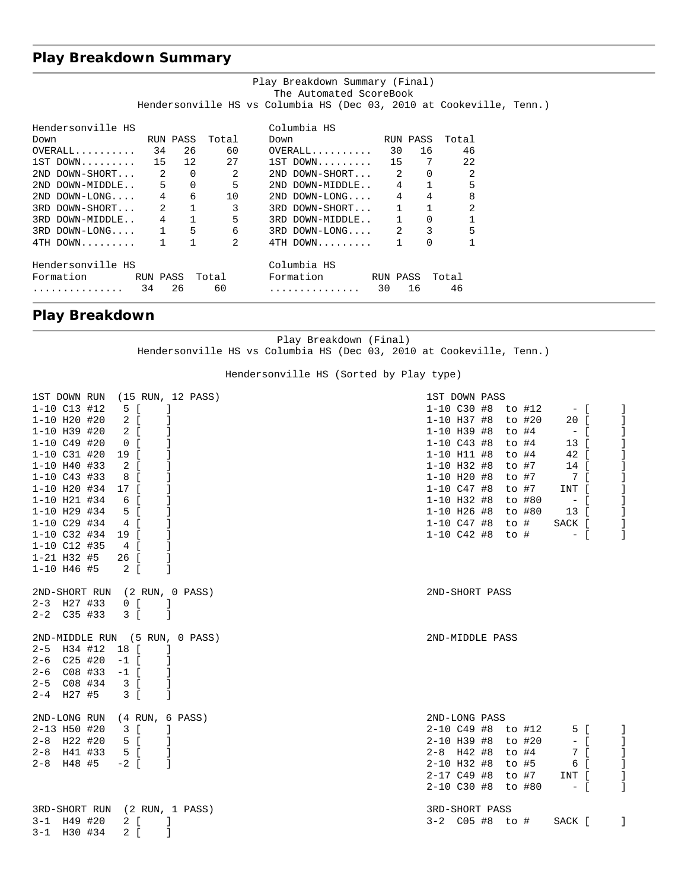## Play Breakdown Summary

Play Breakdown Summary (Final)
The Automated ScoreBook
Hendersonville HS vs Columbia HS (Dec 03, 2010 at Cookeville, Tenn.)

| Hendersonville HS Down | RUN | PASS | Total | Columbia HS Down | RUN | PASS | Total |
|---|---|---|---|---|---|---|---|
| OVERALL.......... | 34 | 26 | 60 | OVERALL.......... | 30 | 16 | 46 |
| 1ST DOWN......... | 15 | 12 | 27 | 1ST DOWN......... | 15 | 7 | 22 |
| 2ND DOWN-SHORT... | 2 | 0 | 2 | 2ND DOWN-SHORT... | 2 | 0 | 2 |
| 2ND DOWN-MIDDLE.. | 5 | 0 | 5 | 2ND DOWN-MIDDLE.. | 4 | 1 | 5 |
| 2ND DOWN-LONG.... | 4 | 6 | 10 | 2ND DOWN-LONG.... | 4 | 4 | 8 |
| 3RD DOWN-SHORT... | 2 | 1 | 3 | 3RD DOWN-SHORT... | 1 | 1 | 2 |
| 3RD DOWN-MIDDLE.. | 4 | 1 | 5 | 3RD DOWN-MIDDLE.. | 1 | 0 | 1 |
| 3RD DOWN-LONG.... | 1 | 5 | 6 | 3RD DOWN-LONG.... | 2 | 3 | 5 |
| 4TH DOWN......... | 1 | 1 | 2 | 4TH DOWN......... | 1 | 0 | 1 |

| Hendersonville HS Formation | RUN | PASS | Total | Columbia HS Formation | RUN | PASS | Total |
|---|---|---|---|---|---|---|---|
| ............... | 34 | 26 | 60 | ............... | 30 | 16 | 46 |

## Play Breakdown

Play Breakdown (Final)
Hendersonville HS vs Columbia HS (Dec 03, 2010 at Cookeville, Tenn.)

Hendersonville HS (Sorted by Play type)

```
1ST DOWN RUN  (15 RUN, 12 PASS)
1-10 C13 #12   5 [    ]
1-10 H20 #20   2 [    ]
1-10 H39 #20   2 [    ]
1-10 C49 #20   0 [    ]
1-10 C31 #20  19 [    ]
1-10 H40 #33   2 [    ]
1-10 C43 #33   8 [    ]
1-10 H20 #34  17 [    ]
1-10 H21 #34   6 [    ]
1-10 H29 #34   5 [    ]
1-10 C29 #34   4 [    ]
1-10 C32 #34  19 [    ]
1-10 C12 #35   4 [    ]
1-21 H32 #5   26 [    ]
1-10 H46 #5    2 [    ]
```

```
1ST DOWN PASS
1-10 C30 #8  to #12     - [     ]
1-10 H37 #8  to #20    20 [     ]
1-10 H39 #8  to #4      - [     ]
1-10 C43 #8  to #4     13 [     ]
1-10 H11 #8  to #4     42 [     ]
1-10 H32 #8  to #7     14 [     ]
1-10 H20 #8  to #7      7 [     ]
1-10 C47 #8  to #7    INT [     ]
1-10 H32 #8  to #80     - [     ]
1-10 H26 #8  to #80    13 [     ]
1-10 C47 #8  to #    SACK [     ]
1-10 C42 #8  to #       - [     ]
```

```
2ND-SHORT RUN  (2 RUN, 0 PASS)
2-3  H27 #33   0 [    ]
2-2  C35 #33   3 [    ]
```

```
2ND-SHORT PASS
```

```
2ND-MIDDLE RUN  (5 RUN, 0 PASS)
2-5  H34 #12  18 [    ]
2-6  C25 #20  -1 [    ]
2-6  C08 #33  -1 [    ]
2-5  C08 #34   3 [    ]
2-4  H27 #5    3 [    ]
```

```
2ND-MIDDLE PASS
```

```
2ND-LONG RUN  (4 RUN, 6 PASS)
2-13 H50 #20   3 [    ]
2-8  H22 #20   5 [    ]
2-8  H41 #33   5 [    ]
2-8  H48 #5   -2 [    ]
```

```
2ND-LONG PASS
2-10 C49 #8  to #12     5 [     ]
2-10 H39 #8  to #20     - [     ]
2-8  H42 #8  to #4      7 [     ]
2-10 H32 #8  to #5      6 [     ]
2-17 C49 #8  to #7    INT [     ]
2-10 C30 #8  to #80     - [     ]
```

```
3RD-SHORT RUN  (2 RUN, 1 PASS)
3-1  H49 #20   2 [    ]
3-1  H30 #34   2 [    ]
```

```
3RD-SHORT PASS
3-2  C05 #8  to #    SACK [     ]
```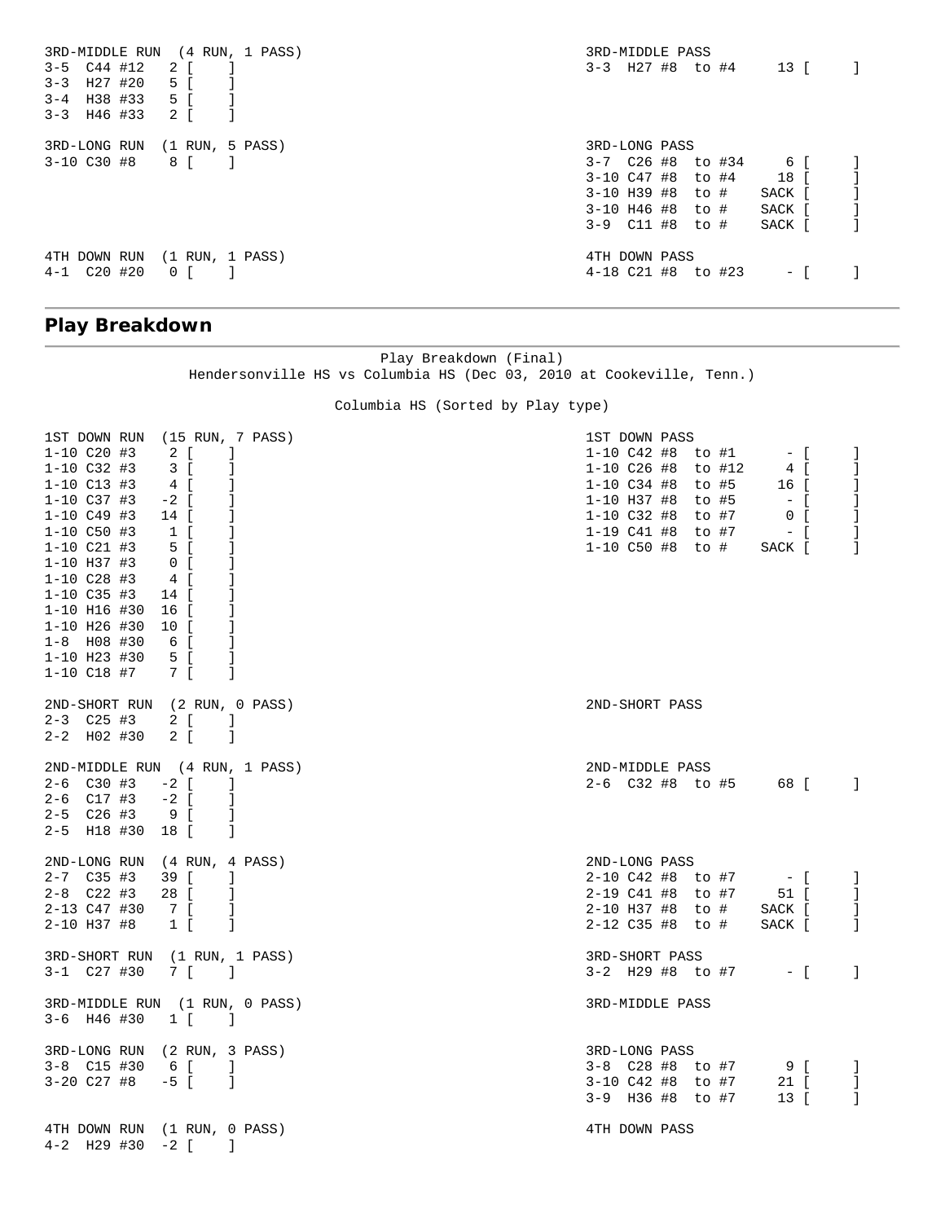```
3RD-MIDDLE RUN  (4 RUN, 1 PASS)                 3RD-MIDDLE PASS
3-5  C44 #12   2 [    ]                         3-3  H27 #8  to #4     13 [     ]
3-3  H27 #20   5 [    ]
3-4  H38 #33   5 [    ]
3-3  H46 #33   2 [    ]

3RD-LONG RUN  (1 RUN, 5 PASS)                   3RD-LONG PASS
3-10 C30 #8    8 [    ]                         3-7  C26 #8  to #34     6 [     ]
                                                3-10 C47 #8  to #4     18 [     ]
                                                3-10 H39 #8  to #    SACK [     ]
                                                3-10 H46 #8  to #    SACK [     ]
                                                3-9  C11 #8  to #    SACK [     ]

4TH DOWN RUN  (1 RUN, 1 PASS)                   4TH DOWN PASS
4-1  C20 #20   0 [    ]                         4-18 C21 #8  to #23     - [     ]
```

## Play Breakdown

Play Breakdown (Final)
Hendersonville HS vs Columbia HS (Dec 03, 2010 at Cookeville, Tenn.)

Columbia HS (Sorted by Play type)

```
1ST DOWN RUN  (15 RUN, 7 PASS)                  1ST DOWN PASS
1-10 C20 #3    2 [    ]                         1-10 C42 #8  to #1      - [     ]
1-10 C32 #3    3 [    ]                         1-10 C26 #8  to #12     4 [     ]
1-10 C13 #3    4 [    ]                         1-10 C34 #8  to #5     16 [     ]
1-10 C37 #3   -2 [    ]                         1-10 H37 #8  to #5      - [     ]
1-10 C49 #3   14 [    ]                         1-10 C32 #8  to #7      0 [     ]
1-10 C50 #3    1 [    ]                         1-19 C41 #8  to #7      - [     ]
1-10 C21 #3    5 [    ]                         1-10 C50 #8  to #    SACK [     ]
1-10 H37 #3    0 [    ]
1-10 C28 #3    4 [    ]
1-10 C35 #3   14 [    ]
1-10 H16 #30  16 [    ]
1-10 H26 #30  10 [    ]
1-8  H08 #30   6 [    ]
1-10 H23 #30   5 [    ]
1-10 C18 #7    7 [    ]

2ND-SHORT RUN  (2 RUN, 0 PASS)                  2ND-SHORT PASS
2-3  C25 #3    2 [    ]
2-2  H02 #30   2 [    ]

2ND-MIDDLE RUN  (4 RUN, 1 PASS)                 2ND-MIDDLE PASS
2-6  C30 #3   -2 [    ]                         2-6  C32 #8  to #5     68 [     ]
2-6  C17 #3   -2 [    ]
2-5  C26 #3    9 [    ]
2-5  H18 #30  18 [    ]

2ND-LONG RUN  (4 RUN, 4 PASS)                   2ND-LONG PASS
2-7  C35 #3   39 [    ]                         2-10 C42 #8  to #7      - [     ]
2-8  C22 #3   28 [    ]                         2-19 C41 #8  to #7     51 [     ]
2-13 C47 #30   7 [    ]                         2-10 H37 #8  to #    SACK [     ]
2-10 H37 #8    1 [    ]                         2-12 C35 #8  to #    SACK [     ]

3RD-SHORT RUN  (1 RUN, 1 PASS)                  3RD-SHORT PASS
3-1  C27 #30   7 [    ]                         3-2  H29 #8  to #7      - [     ]

3RD-MIDDLE RUN  (1 RUN, 0 PASS)                 3RD-MIDDLE PASS
3-6  H46 #30   1 [    ]

3RD-LONG RUN  (2 RUN, 3 PASS)                   3RD-LONG PASS
3-8  C15 #30   6 [    ]                         3-8  C28 #8  to #7      9 [     ]
3-20 C27 #8   -5 [    ]                         3-10 C42 #8  to #7     21 [     ]
                                                3-9  H36 #8  to #7     13 [     ]

4TH DOWN RUN  (1 RUN, 0 PASS)                   4TH DOWN PASS
4-2  H29 #30  -2 [    ]
```